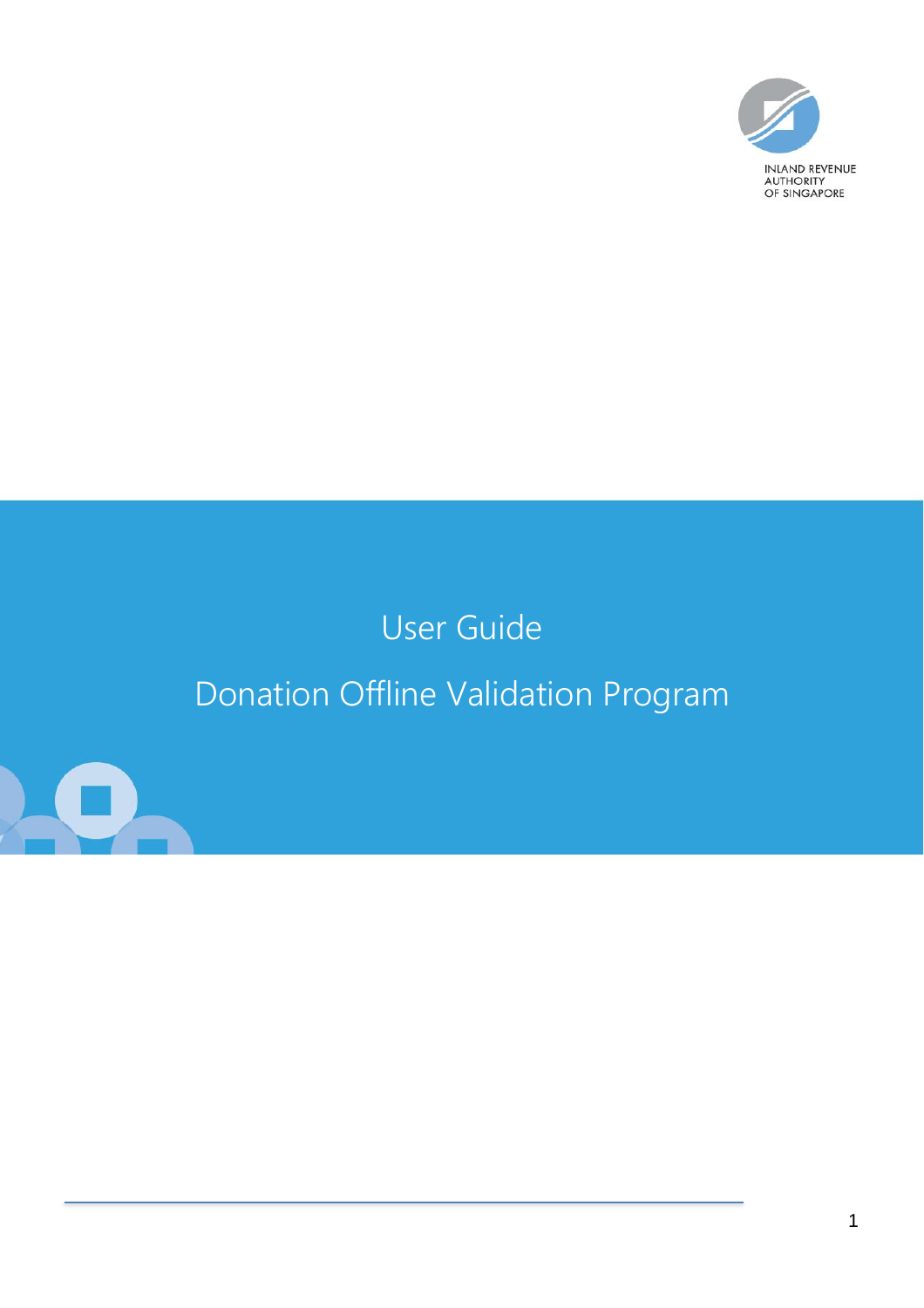INLAND REVENUE AUTHORITY OF SINGAPORE

# User Guide

# Donation Offline Validation Program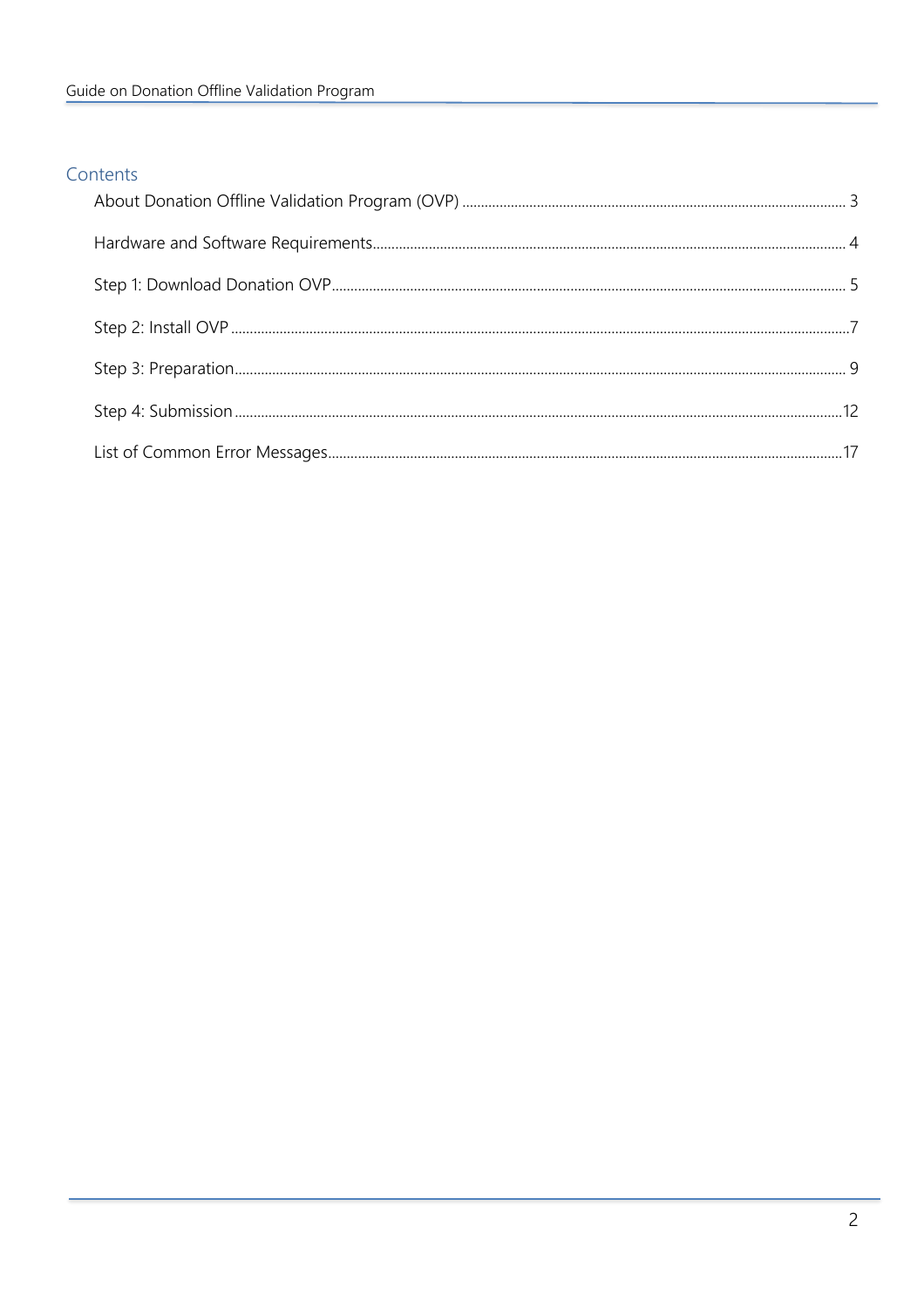## Contents

About Donation Offline Validation Program (OVP) ........................................ 3

Hardware and Software Requirements........................................ 4

Step 1: Download Donation OVP........................................ 5

Step 2: Install OVP ........................................ 7

Step 3: Preparation........................................ 9

Step 4: Submission........................................ 12

List of Common Error Messages........................................ 17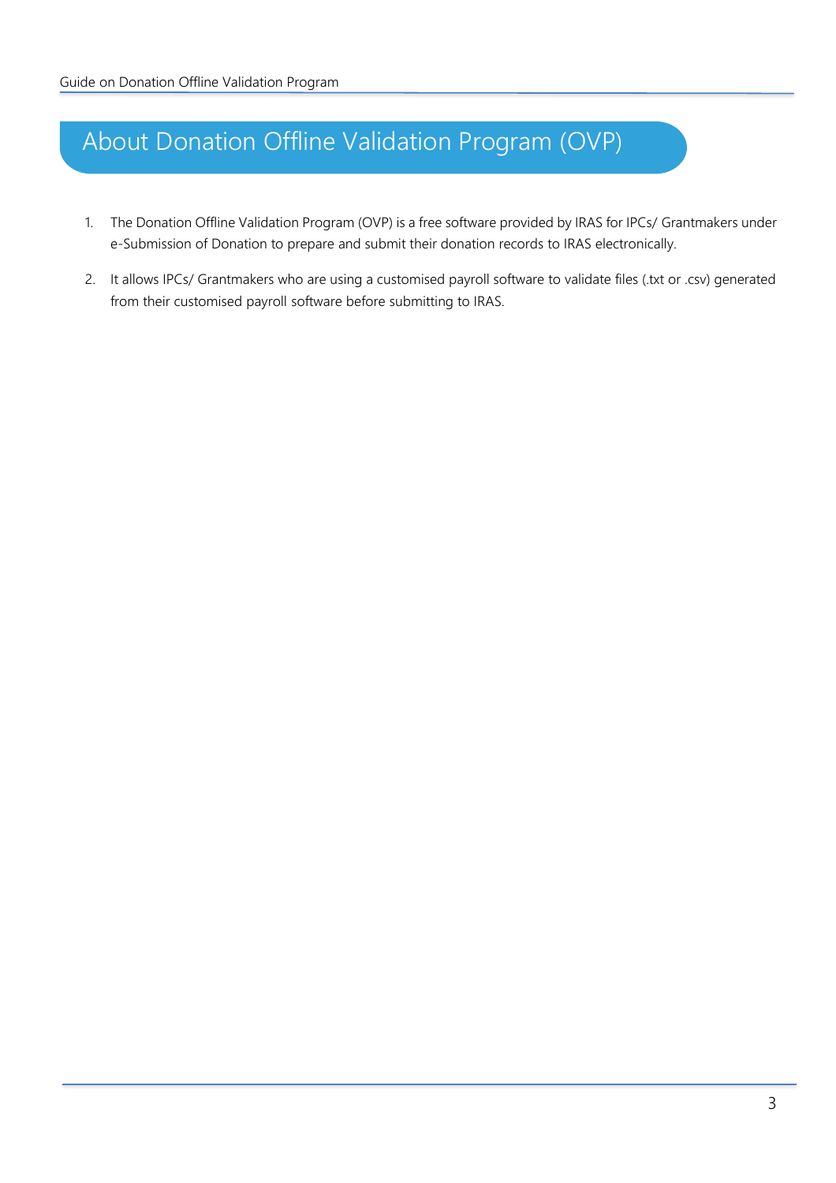# About Donation Offline Validation Program (OVP)

1. The Donation Offline Validation Program (OVP) is a free software provided by IRAS for IPCs/ Grantmakers under e-Submission of Donation to prepare and submit their donation records to IRAS electronically.

2. It allows IPCs/ Grantmakers who are using a customised payroll software to validate files (.txt or .csv) generated from their customised payroll software before submitting to IRAS.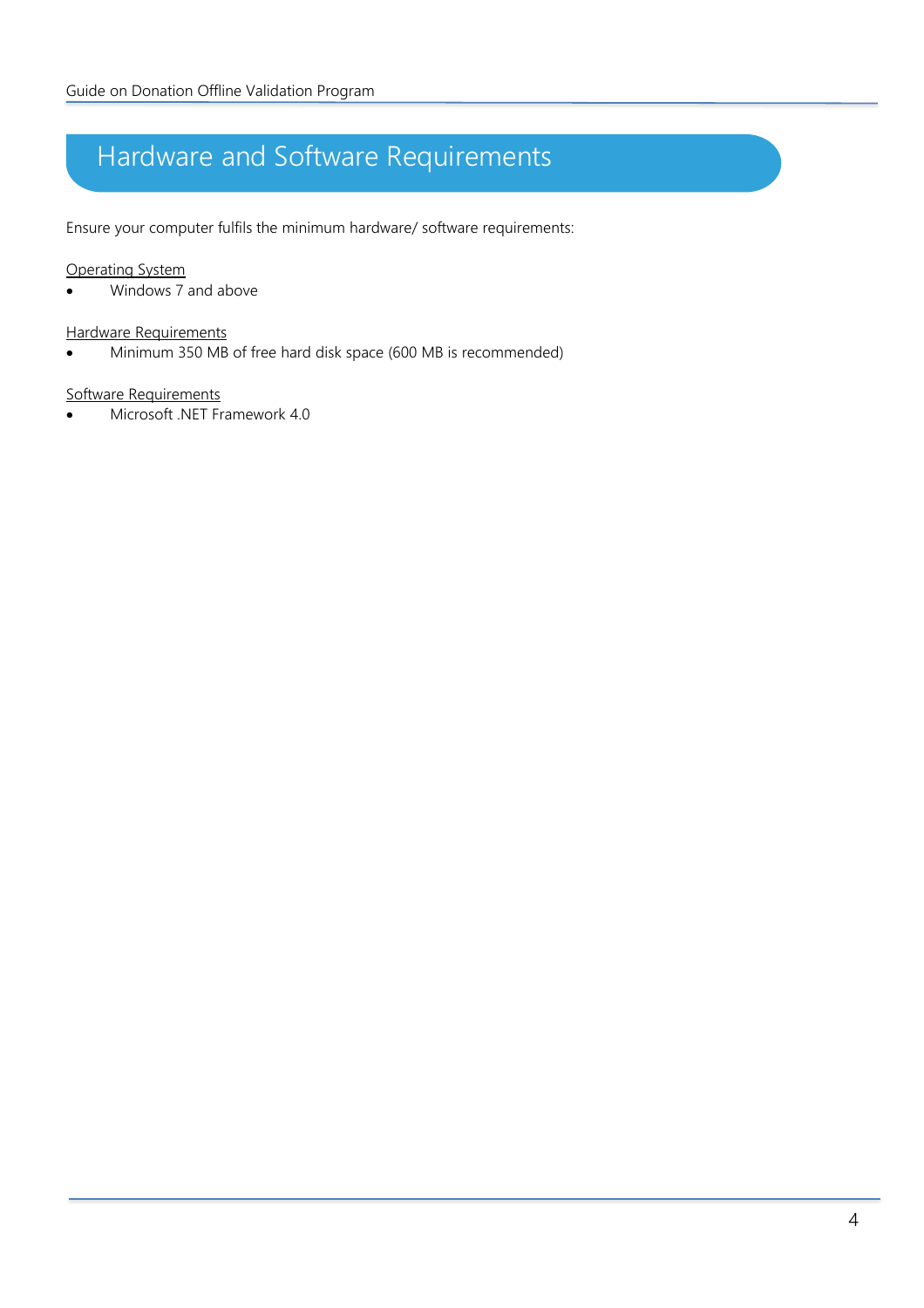# Hardware and Software Requirements

Ensure your computer fulfils the minimum hardware/ software requirements:

Operating System

- Windows 7 and above

Hardware Requirements

- Minimum 350 MB of free hard disk space (600 MB is recommended)

Software Requirements

- Microsoft .NET Framework 4.0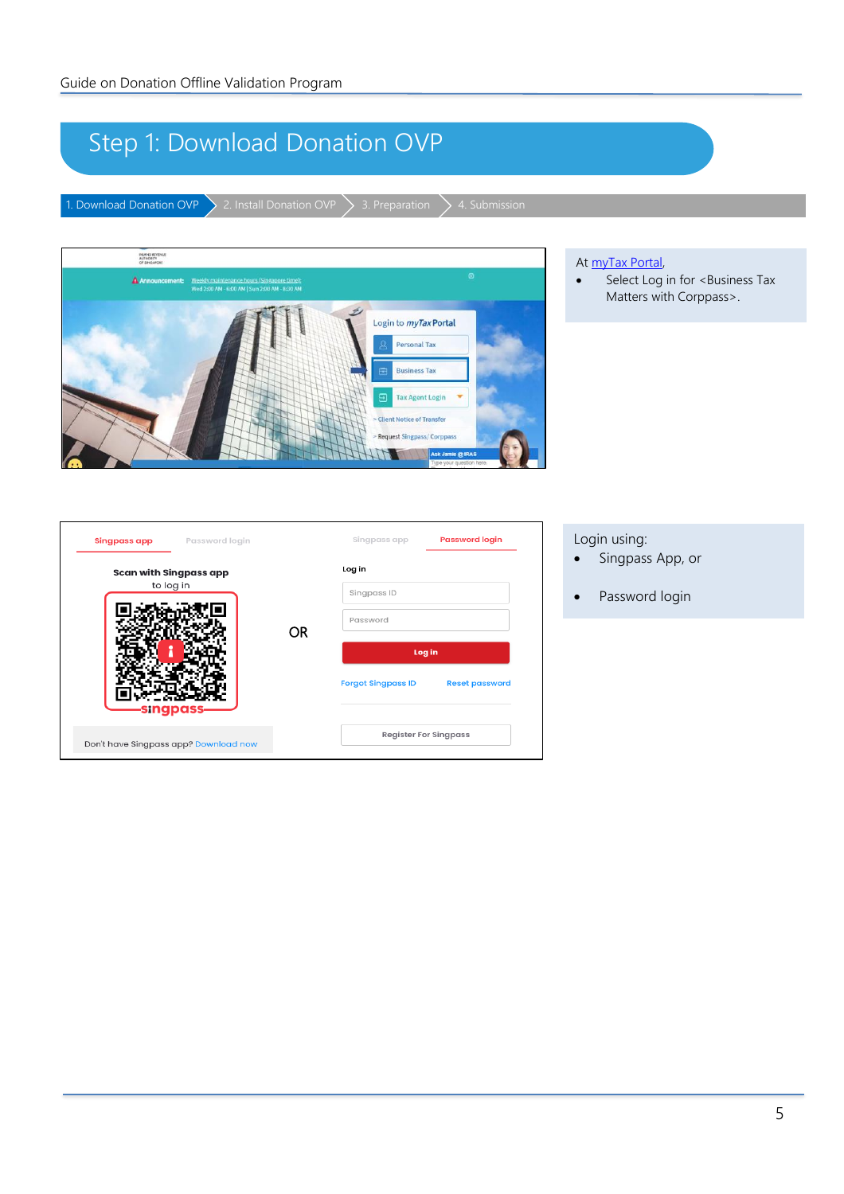# Step 1: Download Donation OVP

1. Download Donation OVP > 2. Install Donation OVP > 3. Preparation > 4. Submission

At myTax Portal,

- Select Log in for <Business Tax Matters with Corppass>.

Login using:

- Singpass App, or
- Password login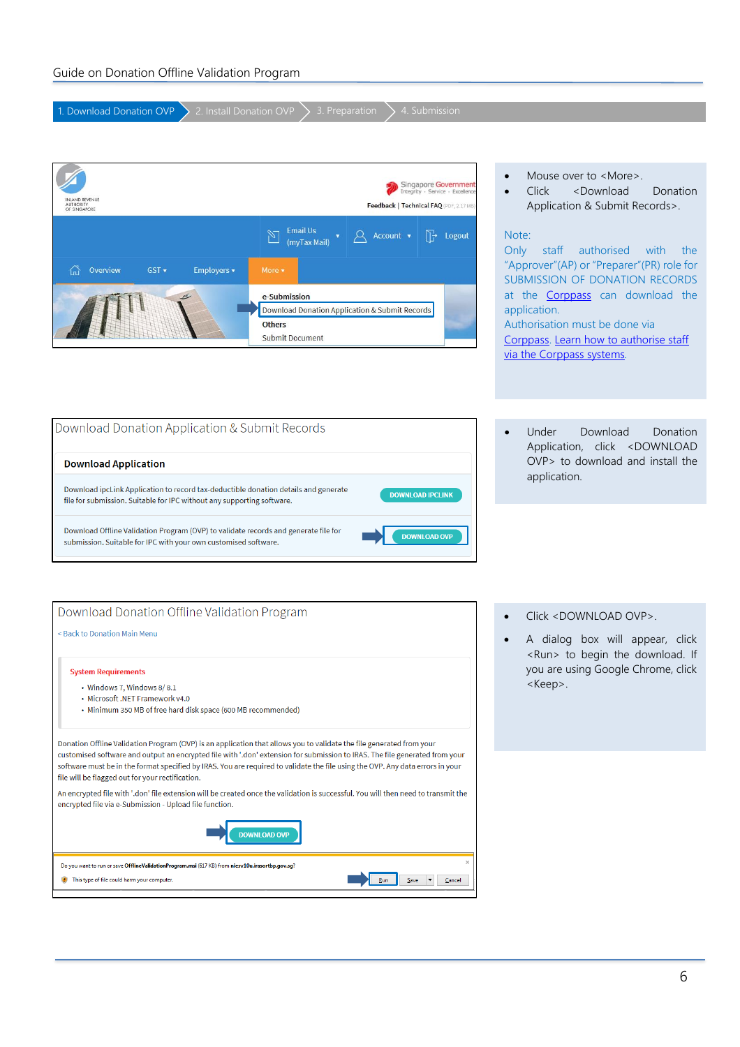1. Download Donation OVP > 2. Install Donation OVP > 3. Preparation > 4. Submission

- Mouse over to <More>.
- Click <Download Donation Application & Submit Records>.

Note:
Only staff authorised with the "Approver"(AP) or "Preparer"(PR) role for SUBMISSION OF DONATION RECORDS at the Corppass can download the application.
Authorisation must be done via Corppass. Learn how to authorise staff via the Corppass systems.

- Under Download Donation Application, click <DOWNLOAD OVP> to download and install the application.

- Click <DOWNLOAD OVP>.
- A dialog box will appear, click <Run> to begin the download. If you are using Google Chrome, click <Keep>.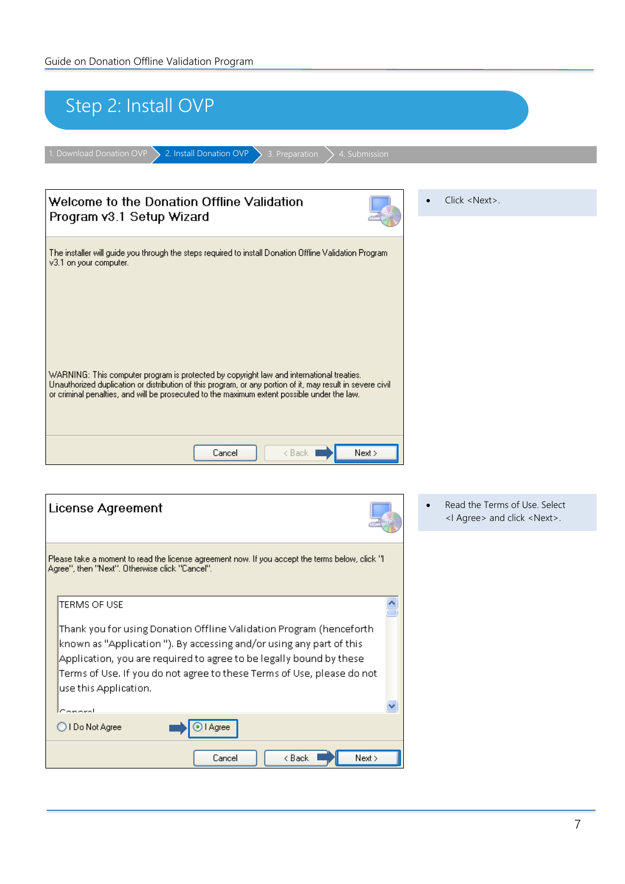# Step 2: Install OVP

1. Download Donation OVP > 2. Install Donation OVP > 3. Preparation > 4. Submission

**Welcome to the Donation Offline Validation Program v3.1 Setup Wizard**

The installer will guide you through the steps required to install Donation Offline Validation Program v3.1 on your computer.

WARNING: This computer program is protected by copyright law and international treaties. Unauthorized duplication or distribution of this program, or any portion of it, may result in severe civil or criminal penalties, and will be prosecuted to the maximum extent possible under the law.

Cancel | < Back | Next >

- Click <Next>.

**License Agreement**

Please take a moment to read the license agreement now. If you accept the terms below, click "I Agree", then "Next". Otherwise click "Cancel".

TERMS OF USE

Thank you for using Donation Offline Validation Program (henceforth known as "Application "). By accessing and/or using any part of this Application, you are required to agree to be legally bound by these Terms of Use. If you do not agree to these Terms of Use, please do not use this Application.

○ I Do Not Agree ◉ I Agree

Cancel | < Back | Next >

- Read the Terms of Use. Select <I Agree> and click <Next>.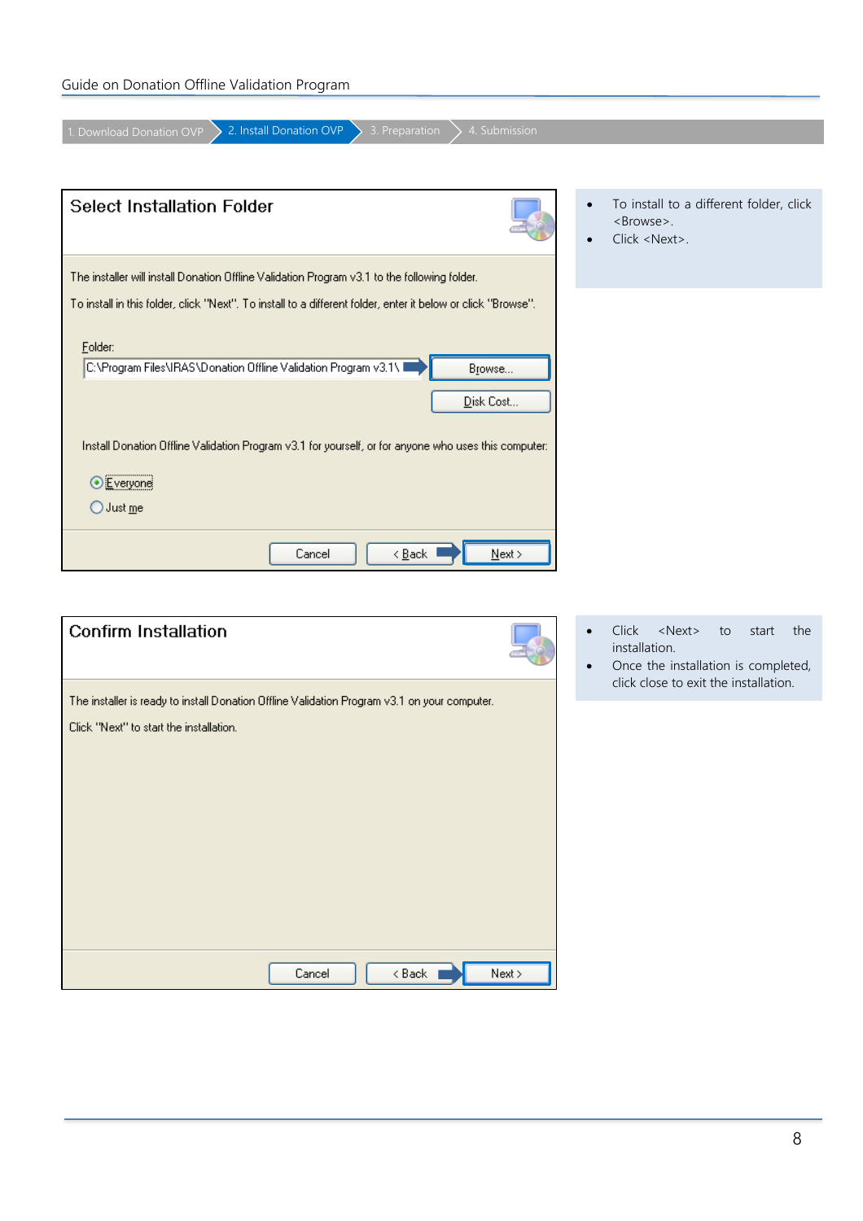1. Download Donation OVP | 2. Install Donation OVP | 3. Preparation | 4. Submission

**Select Installation Folder**

The installer will install Donation Offline Validation Program v3.1 to the following folder.

To install in this folder, click "Next". To install to a different folder, enter it below or click "Browse".

Folder:
C:\Program Files\IRAS\Donation Offline Validation Program v3.1\

Browse...

Disk Cost...

Install Donation Offline Validation Program v3.1 for yourself, or for anyone who uses this computer:

- Everyone
- Just me

Cancel | < Back | Next >

- To install to a different folder, click <Browse>.
- Click <Next>.

**Confirm Installation**

The installer is ready to install Donation Offline Validation Program v3.1 on your computer.

Click "Next" to start the installation.

Cancel | < Back | Next >

- Click <Next> to start the installation.
- Once the installation is completed, click close to exit the installation.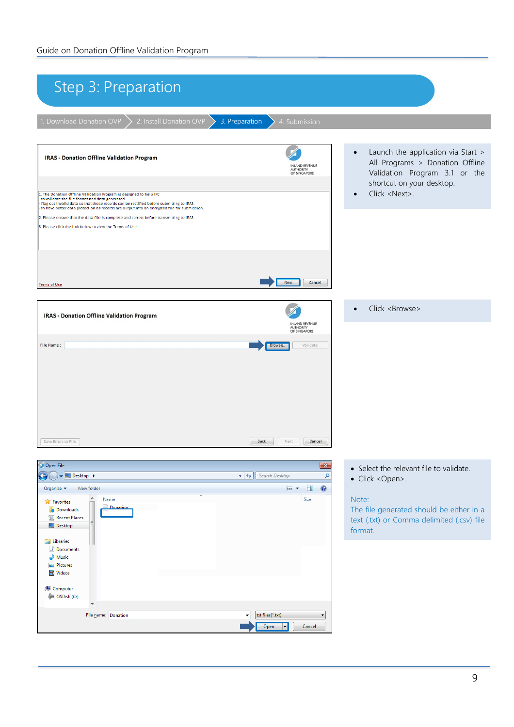# Step 3: Preparation

1. Download Donation OVP > 2. Install Donation OVP > 3. Preparation > 4. Submission

- Launch the application via Start > All Programs > Donation Offline Validation Program 3.1 or the shortcut on your desktop.
- Click <Next>.

- Click <Browse>.

- Select the relevant file to validate.
- Click <Open>.

Note:
The file generated should be either in a text (.txt) or Comma delimited (.csv) file format.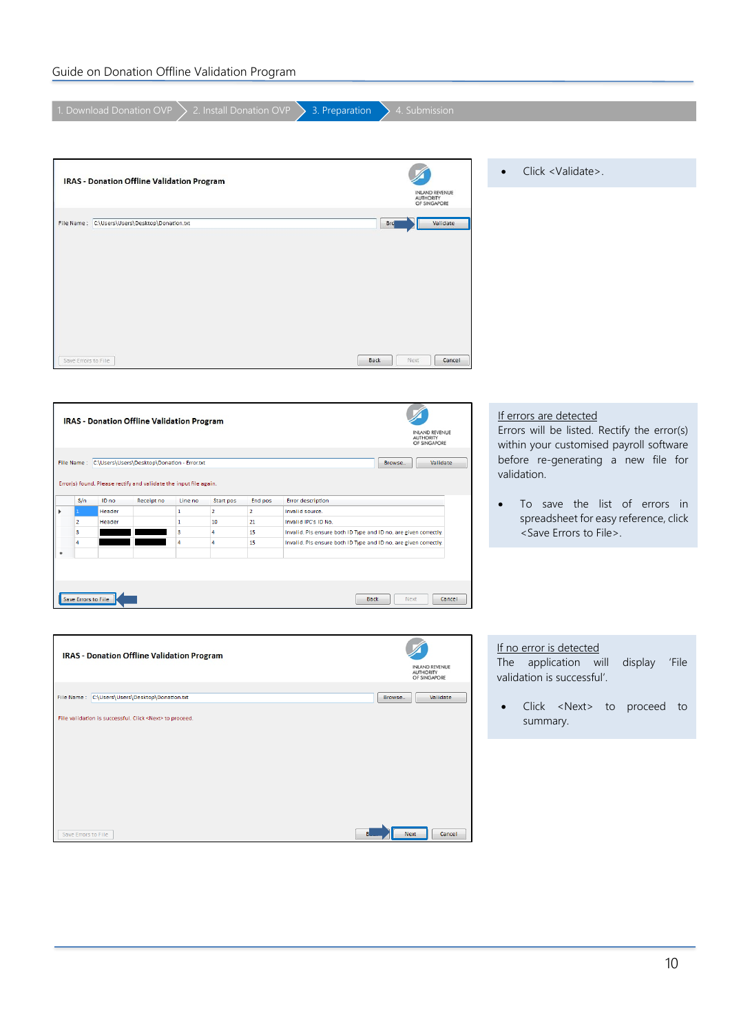1. Download Donation OVP › 2. Install Donation OVP › **3. Preparation** › 4. Submission

- Click <Validate>.

If errors are detected

Errors will be listed. Rectify the error(s) within your customised payroll software before re-generating a new file for validation.

- To save the list of errors in spreadsheet for easy reference, click <Save Errors to File>.

If no error is detected

The application will display 'File validation is successful'.

- Click <Next> to proceed to summary.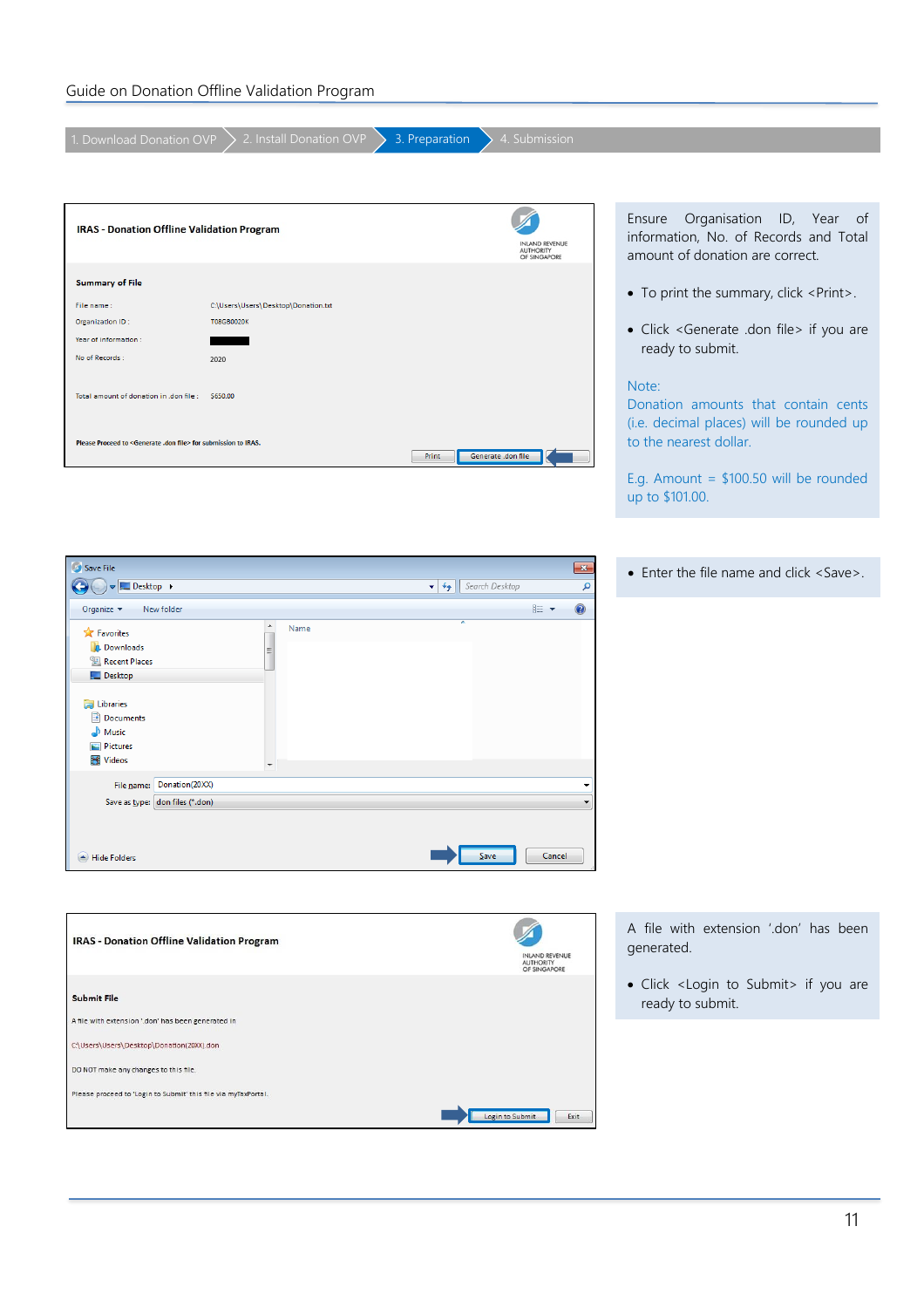Guide on Donation Offline Validation Program

1. Download Donation OVP › 2. Install Donation OVP › **3. Preparation** › 4. Submission

**IRAS - Donation Offline Validation Program**

**Summary of File**

File name : C:\Users\Users\Desktop\Donation.txt

Organization ID : T08GB0020K

Year of information :

No of Records : 2020

Total amount of donation in .don file : $650.00

Please Proceed to <Generate .don file> for submission to IRAS.

Print | Generate .don file

Ensure Organisation ID, Year of information, No. of Records and Total amount of donation are correct.

- To print the summary, click <Print>.
- Click <Generate .don file> if you are ready to submit.

Note:
Donation amounts that contain cents (i.e. decimal places) will be rounded up to the nearest dollar.

E.g. Amount = $100.50 will be rounded up to $101.00.

Save File

File name: Donation(20XX)

Save as type: don files (*.don)

Save | Cancel

- Enter the file name and click <Save>.

**IRAS - Donation Offline Validation Program**

**Submit File**

A file with extension '.don' has been generated in

C:\Users\Users\Desktop\Donation(20XX).don

DO NOT make any changes to this file.

Please proceed to 'Login to Submit' this file via myTaxPortal.

Login to Submit | Exit

A file with extension '.don' has been generated.

- Click <Login to Submit> if you are ready to submit.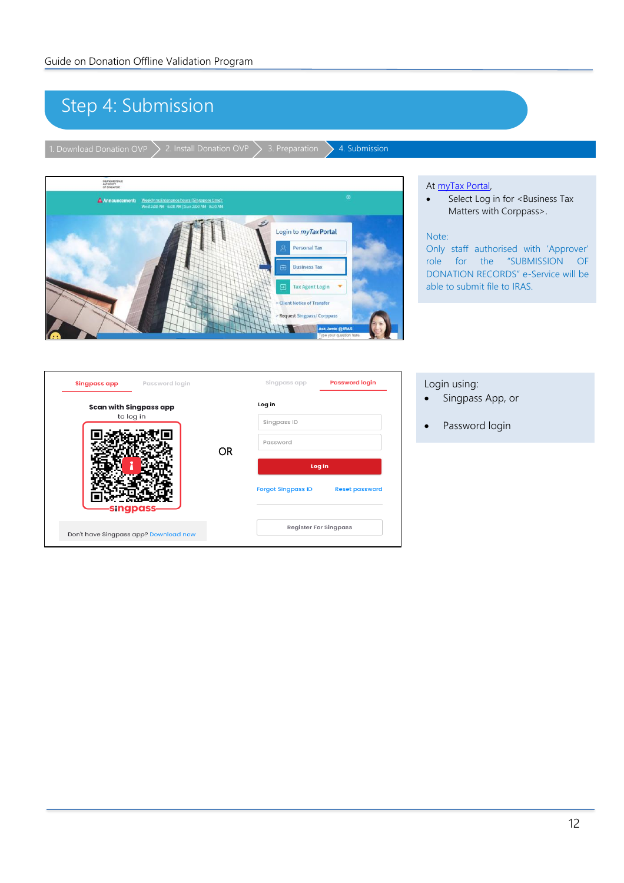# Step 4: Submission

1. Download Donation OVP > 2. Install Donation OVP > 3. Preparation > 4. Submission

At myTax Portal,

- Select Log in for <Business Tax Matters with Corppass>.

Note:
Only staff authorised with 'Approver' role for the "SUBMISSION OF DONATION RECORDS" e-Service will be able to submit file to IRAS.

Login using:

- Singpass App, or
- Password login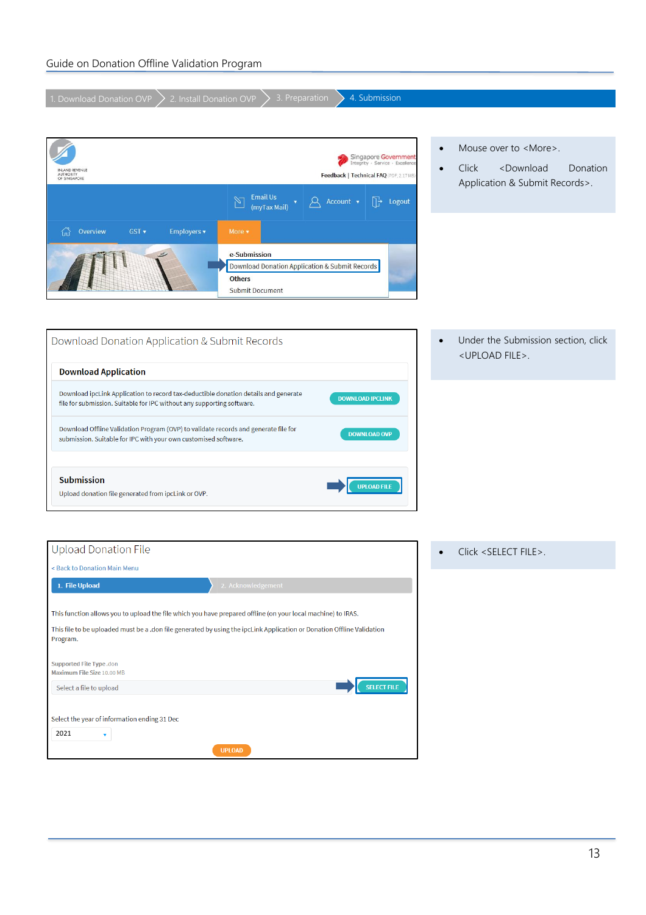Guide on Donation Offline Validation Program

1. Download Donation OVP > 2. Install Donation OVP > 3. Preparation > 4. Submission

- Mouse over to <More>.
- Click <Download Donation Application & Submit Records>.

- Under the Submission section, click <UPLOAD FILE>.

- Click <SELECT FILE>.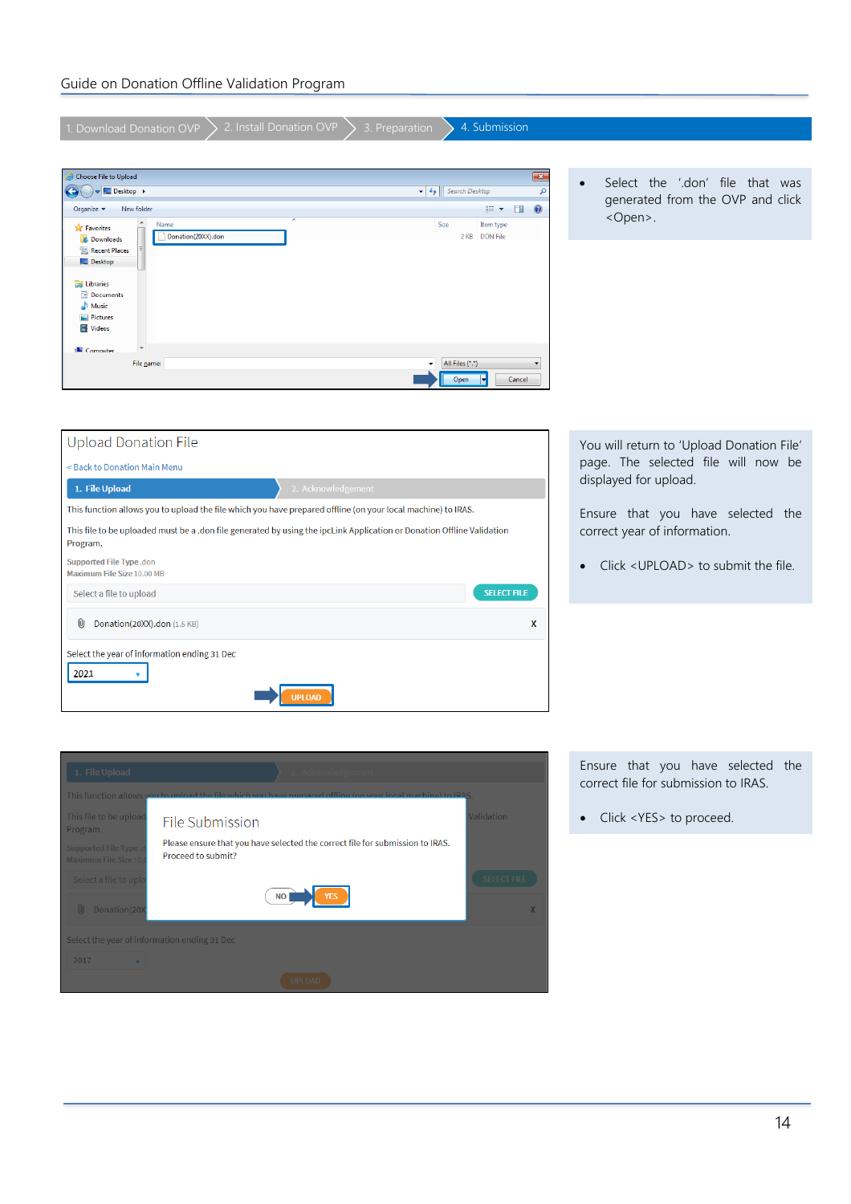1. Download Donation OVP | 2. Install Donation OVP | 3. Preparation | 4. Submission

- Select the '.don' file that was generated from the OVP and click <Open>.

You will return to 'Upload Donation File' page. The selected file will now be displayed for upload.

Ensure that you have selected the correct year of information.

- Click <UPLOAD> to submit the file.

Ensure that you have selected the correct file for submission to IRAS.

- Click <YES> to proceed.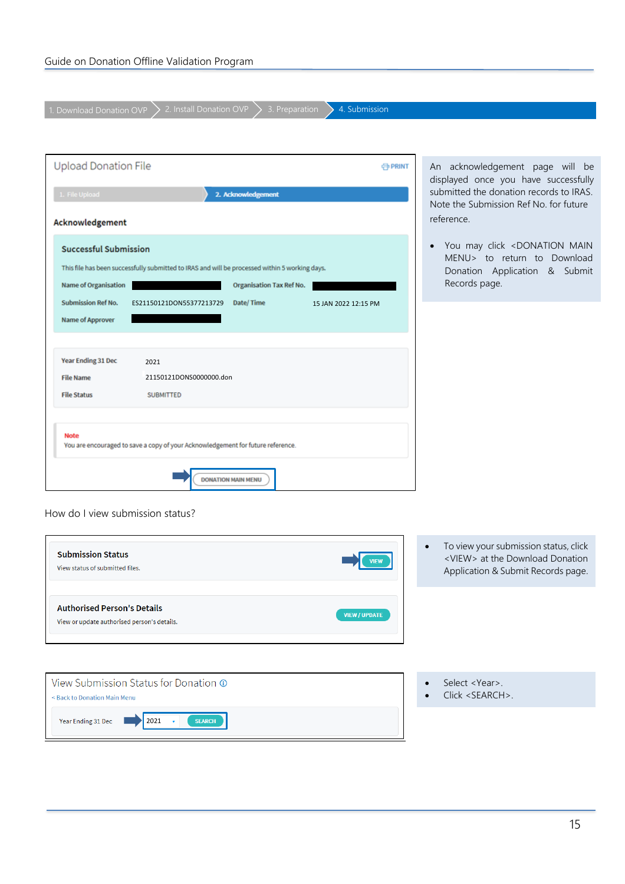1. Download Donation OVP > 2. Install Donation OVP > 3. Preparation > 4. Submission

**Upload Donation File**

PRINT

1. File Upload | 2. Acknowledgement

**Acknowledgement**

**Successful Submission**

This file has been successfully submitted to IRAS and will be processed within 5 working days.

| | | | |
|---|---|---|---|
| Name of Organisation | | Organisation Tax Ref No. | |
| Submission Ref No. | ES21150121DON55377213729 | Date/ Time | 15 JAN 2022 12:15 PM |
| Name of Approver | | | |

| | |
|---|---|
| Year Ending 31 Dec | 2021 |
| File Name | 21150121DONS0000000.don |
| File Status | SUBMITTED |

Note
You are encouraged to save a copy of your Acknowledgement for future reference.

DONATION MAIN MENU

An acknowledgement page will be displayed once you have successfully submitted the donation records to IRAS. Note the Submission Ref No. for future reference.

- You may click <DONATION MAIN MENU> to return to Download Donation Application & Submit Records page.

How do I view submission status?

**Submission Status**
View status of submitted files.
VIEW

**Authorised Person's Details**
View or update authorised person's details.
VIEW / UPDATE

- To view your submission status, click <VIEW> at the Download Donation Application & Submit Records page.

View Submission Status for Donation

< Back to Donation Main Menu

Year Ending 31 Dec 2021 SEARCH

- Select <Year>.
- Click <SEARCH>.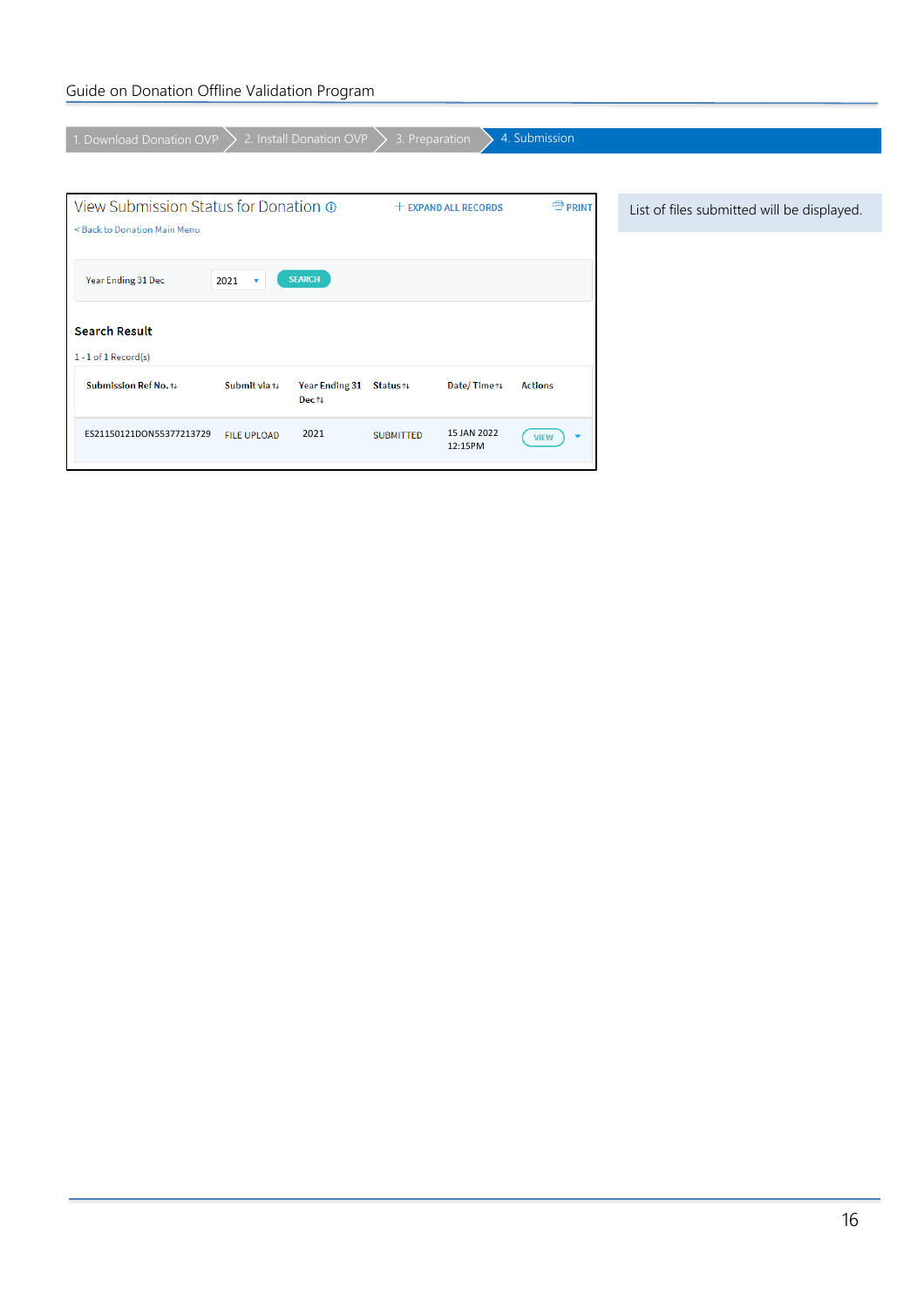1. Download Donation OVP | 2. Install Donation OVP | 3. Preparation | 4. Submission

View Submission Status for Donation ⓘ

+ EXPAND ALL RECORDS

PRINT

< Back to Donation Main Menu

Year Ending 31 Dec 2021 SEARCH

**Search Result**

1 - 1 of 1 Record(s)

| Submission Ref No. | Submit via | Year Ending 31 Dec | Status | Date/ Time | Actions |
|---|---|---|---|---|---|
| ES21150121DON55377213729 | FILE UPLOAD | 2021 | SUBMITTED | 15 JAN 2022 12:15PM | VIEW |

List of files submitted will be displayed.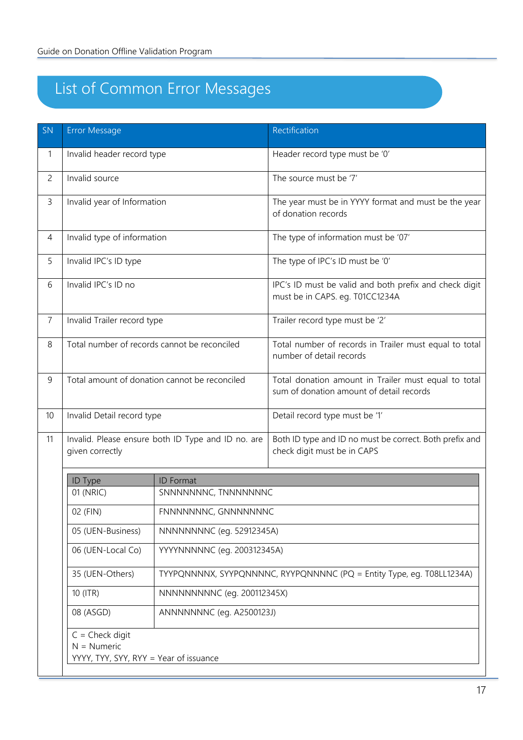# List of Common Error Messages

| SN | Error Message | Rectification |
|---|---|---|
| 1 | Invalid header record type | Header record type must be '0' |
| 2 | Invalid source | The source must be '7' |
| 3 | Invalid year of Information | The year must be in YYYY format and must be the year of donation records |
| 4 | Invalid type of information | The type of information must be '07' |
| 5 | Invalid IPC's ID type | The type of IPC's ID must be '0' |
| 6 | Invalid IPC's ID no | IPC's ID must be valid and both prefix and check digit must be in CAPS. eg. T01CC1234A |
| 7 | Invalid Trailer record type | Trailer record type must be '2' |
| 8 | Total number of records cannot be reconciled | Total number of records in Trailer must equal to total number of detail records |
| 9 | Total amount of donation cannot be reconciled | Total donation amount in Trailer must equal to total sum of donation amount of detail records |
| 10 | Invalid Detail record type | Detail record type must be '1' |
| 11 | Invalid. Please ensure both ID Type and ID no. are given correctly | Both ID type and ID no must be correct. Both prefix and check digit must be in CAPS |

| ID Type | ID Format |
|---|---|
| 01 (NRIC) | SNNNNNNNC, TNNNNNNNC |
| 02 (FIN) | FNNNNNNNC, GNNNNNNNC |
| 05 (UEN-Business) | NNNNNNNNC (eg. 52912345A) |
| 06 (UEN-Local Co) | YYYYNNNNNC (eg. 200312345A) |
| 35 (UEN-Others) | TYYPQNNNNX, SYYPQNNNNC, RYYPQNNNNC (PQ = Entity Type, eg. T08LL1234A) |
| 10 (ITR) | NNNNNNNNNC (eg. 200112345X) |
| 08 (ASGD) | ANNNNNNNC (eg. A2500123J) |

C = Check digit
N = Numeric
YYYY, TYY, SYY, RYY = Year of issuance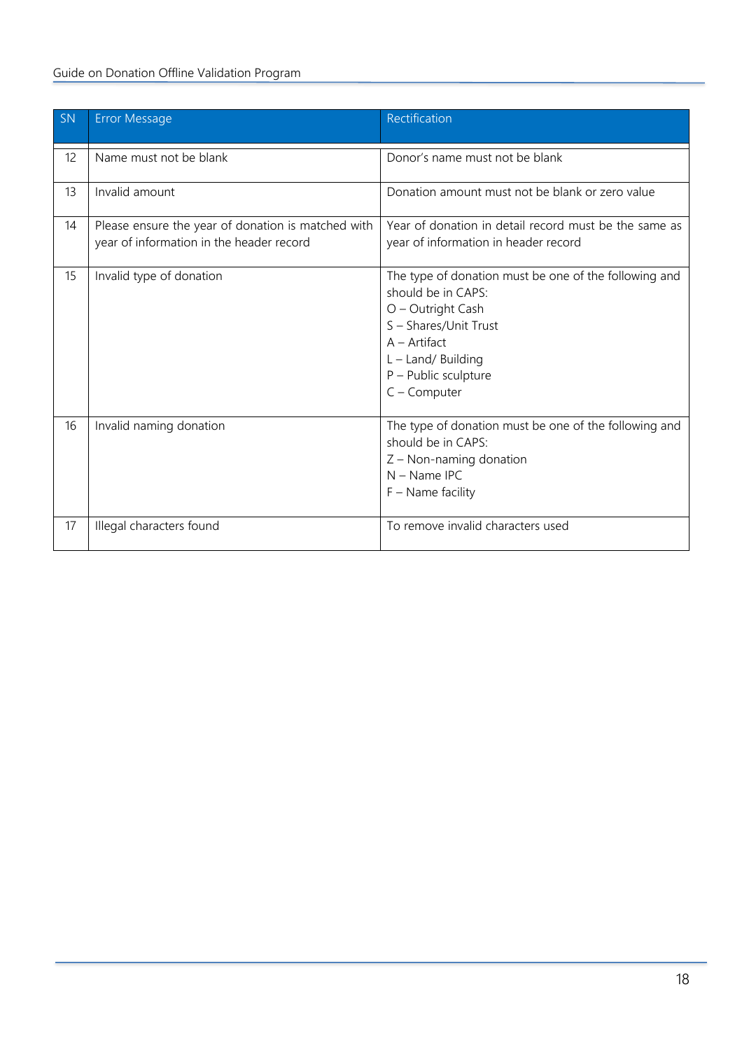| SN | Error Message | Rectification |
|---|---|---|
| 12 | Name must not be blank | Donor's name must not be blank |
| 13 | Invalid amount | Donation amount must not be blank or zero value |
| 14 | Please ensure the year of donation is matched with year of information in the header record | Year of donation in detail record must be the same as year of information in header record |
| 15 | Invalid type of donation | The type of donation must be one of the following and should be in CAPS:<br>O – Outright Cash<br>S – Shares/Unit Trust<br>A – Artifact<br>L – Land/ Building<br>P – Public sculpture<br>C – Computer |
| 16 | Invalid naming donation | The type of donation must be one of the following and should be in CAPS:<br>Z – Non-naming donation<br>N – Name IPC<br>F – Name facility |
| 17 | Illegal characters found | To remove invalid characters used |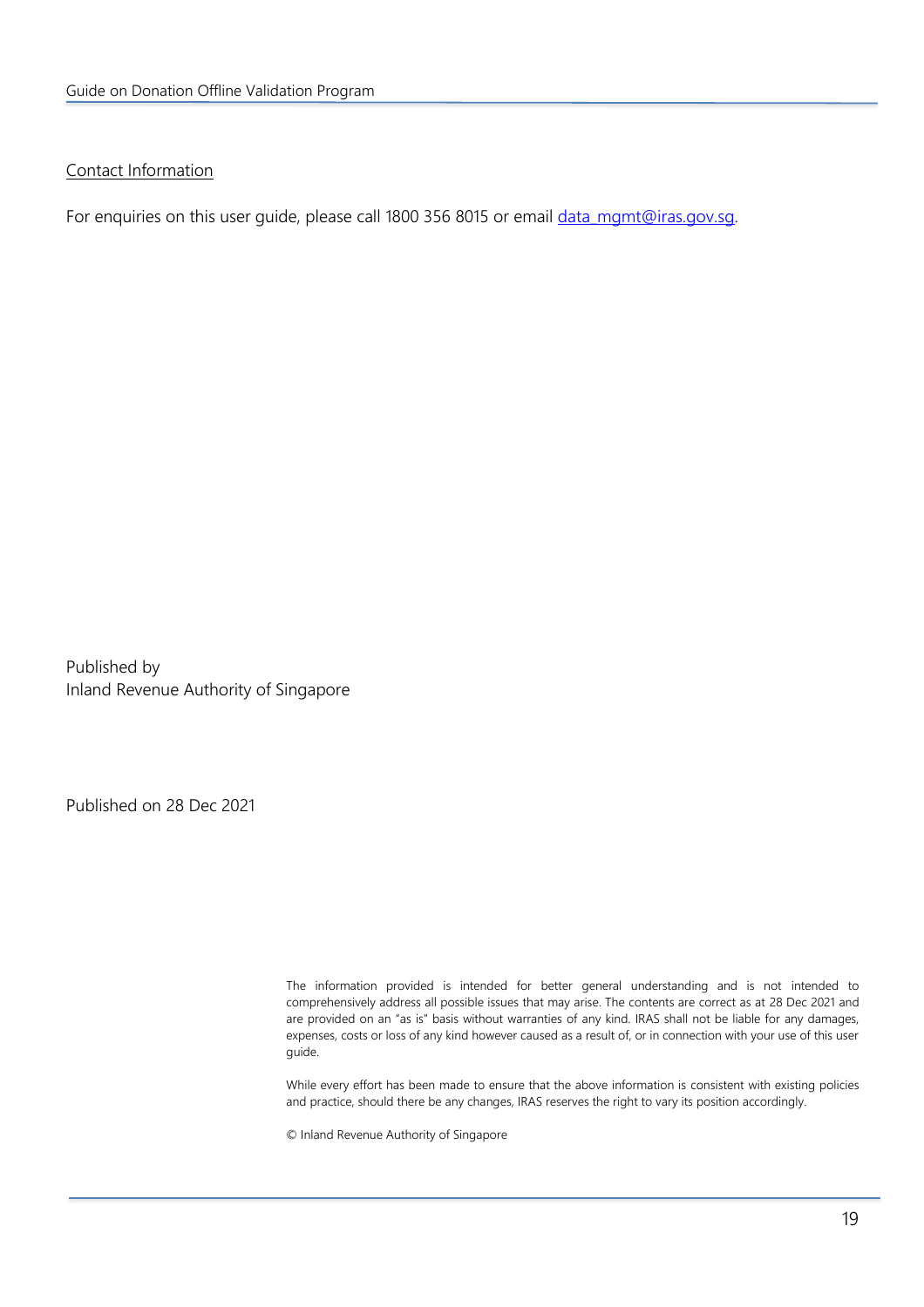Contact Information

For enquiries on this user guide, please call 1800 356 8015 or email data_mgmt@iras.gov.sg.

Published by
Inland Revenue Authority of Singapore

Published on 28 Dec 2021

The information provided is intended for better general understanding and is not intended to comprehensively address all possible issues that may arise. The contents are correct as at 28 Dec 2021 and are provided on an "as is" basis without warranties of any kind. IRAS shall not be liable for any damages, expenses, costs or loss of any kind however caused as a result of, or in connection with your use of this user guide.

While every effort has been made to ensure that the above information is consistent with existing policies and practice, should there be any changes, IRAS reserves the right to vary its position accordingly.

© Inland Revenue Authority of Singapore